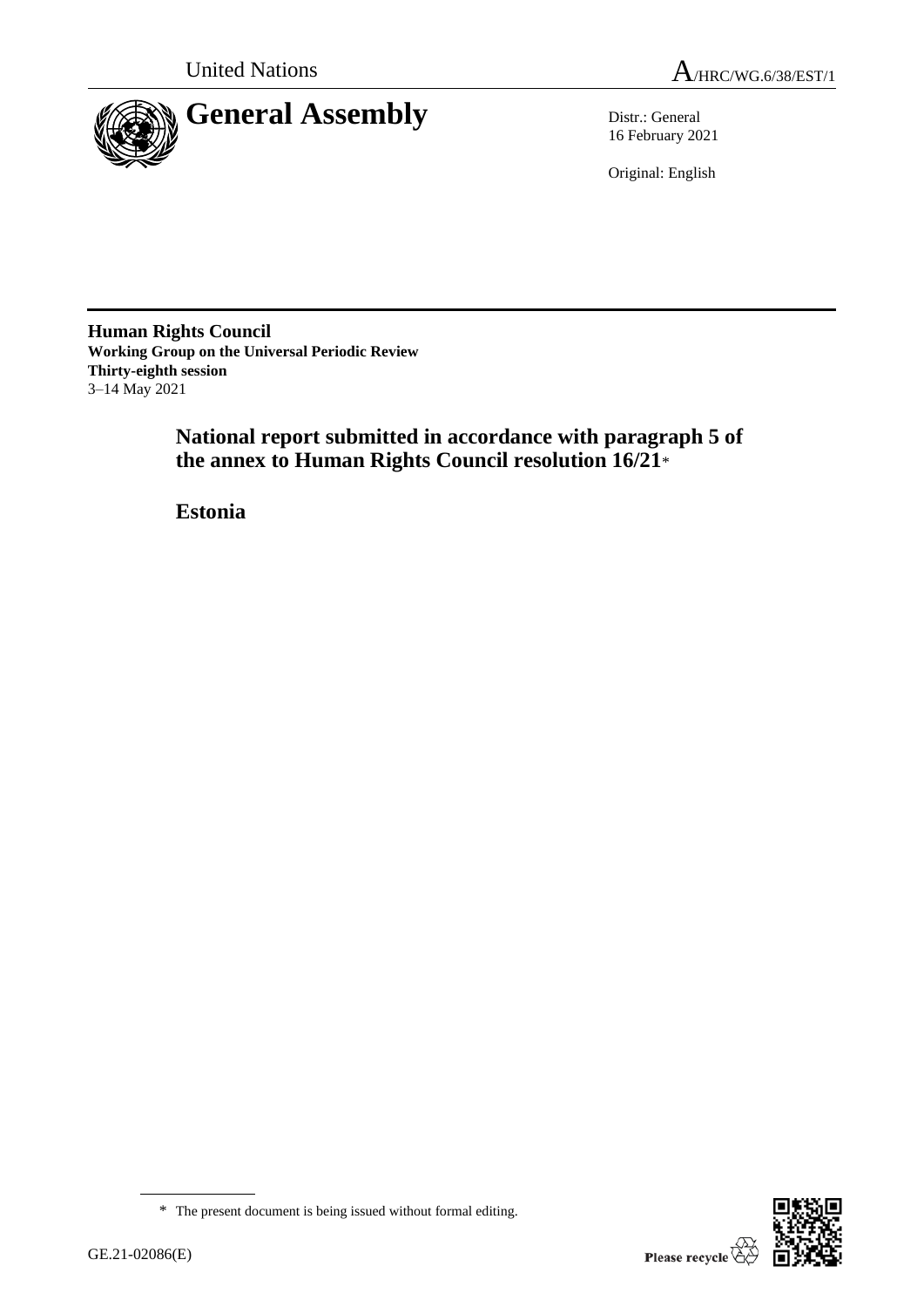United Nations

A/HRC/WG.6/38/EST/1

# General Assembly

Distr.: General
16 February 2021

Original: English

**Human Rights Council**
**Working Group on the Universal Periodic Review**
**Thirty-eighth session**
3–14 May 2021

## National report submitted in accordance with paragraph 5 of the annex to Human Rights Council resolution 16/21*

## Estonia

\* The present document is being issued without formal editing.

GE.21-02086(E)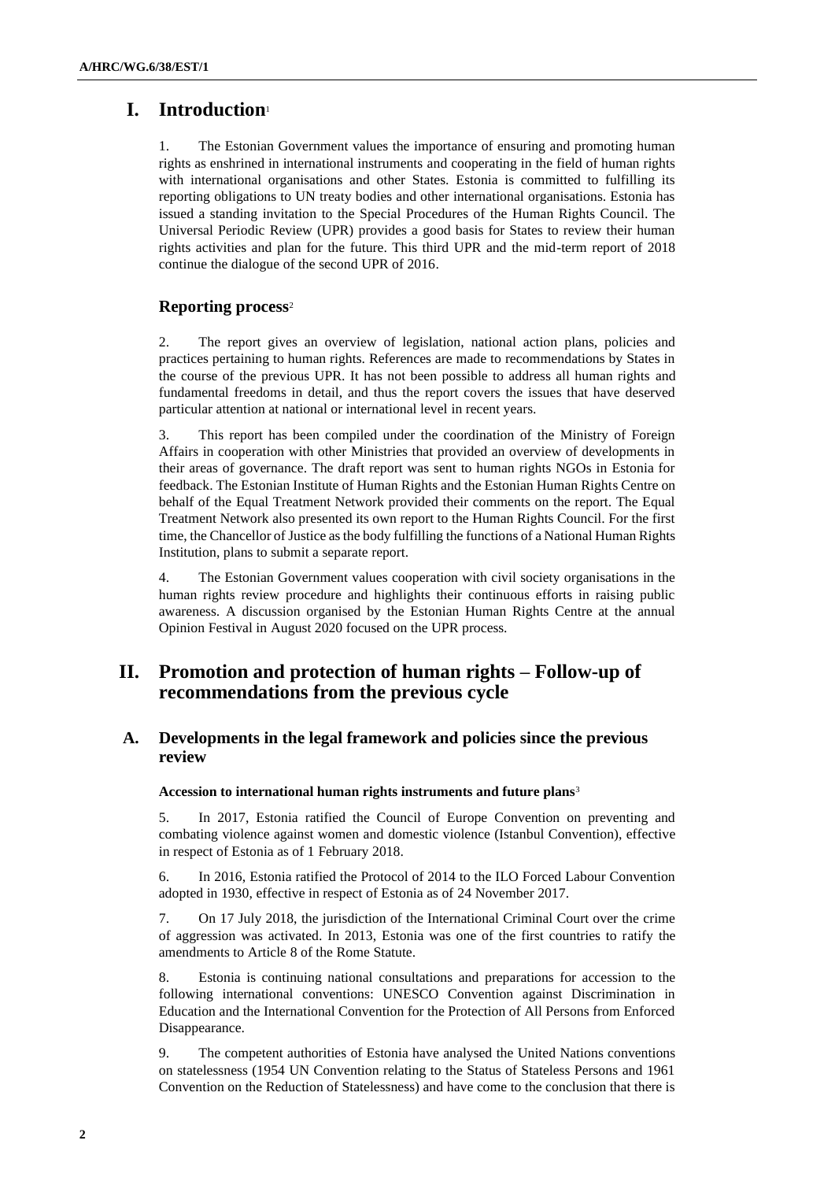# I. Introduction[1]

1. The Estonian Government values the importance of ensuring and promoting human rights as enshrined in international instruments and cooperating in the field of human rights with international organisations and other States. Estonia is committed to fulfilling its reporting obligations to UN treaty bodies and other international organisations. Estonia has issued a standing invitation to the Special Procedures of the Human Rights Council. The Universal Periodic Review (UPR) provides a good basis for States to review their human rights activities and plan for the future. This third UPR and the mid-term report of 2018 continue the dialogue of the second UPR of 2016.

## Reporting process[2]

2. The report gives an overview of legislation, national action plans, policies and practices pertaining to human rights. References are made to recommendations by States in the course of the previous UPR. It has not been possible to address all human rights and fundamental freedoms in detail, and thus the report covers the issues that have deserved particular attention at national or international level in recent years.

3. This report has been compiled under the coordination of the Ministry of Foreign Affairs in cooperation with other Ministries that provided an overview of developments in their areas of governance. The draft report was sent to human rights NGOs in Estonia for feedback. The Estonian Institute of Human Rights and the Estonian Human Rights Centre on behalf of the Equal Treatment Network provided their comments on the report. The Equal Treatment Network also presented its own report to the Human Rights Council. For the first time, the Chancellor of Justice as the body fulfilling the functions of a National Human Rights Institution, plans to submit a separate report.

4. The Estonian Government values cooperation with civil society organisations in the human rights review procedure and highlights their continuous efforts in raising public awareness. A discussion organised by the Estonian Human Rights Centre at the annual Opinion Festival in August 2020 focused on the UPR process.

# II. Promotion and protection of human rights – Follow-up of recommendations from the previous cycle

## A. Developments in the legal framework and policies since the previous review

#### Accession to international human rights instruments and future plans[3]

5. In 2017, Estonia ratified the Council of Europe Convention on preventing and combating violence against women and domestic violence (Istanbul Convention), effective in respect of Estonia as of 1 February 2018.

6. In 2016, Estonia ratified the Protocol of 2014 to the ILO Forced Labour Convention adopted in 1930, effective in respect of Estonia as of 24 November 2017.

7. On 17 July 2018, the jurisdiction of the International Criminal Court over the crime of aggression was activated. In 2013, Estonia was one of the first countries to ratify the amendments to Article 8 of the Rome Statute.

8. Estonia is continuing national consultations and preparations for accession to the following international conventions: UNESCO Convention against Discrimination in Education and the International Convention for the Protection of All Persons from Enforced Disappearance.

9. The competent authorities of Estonia have analysed the United Nations conventions on statelessness (1954 UN Convention relating to the Status of Stateless Persons and 1961 Convention on the Reduction of Statelessness) and have come to the conclusion that there is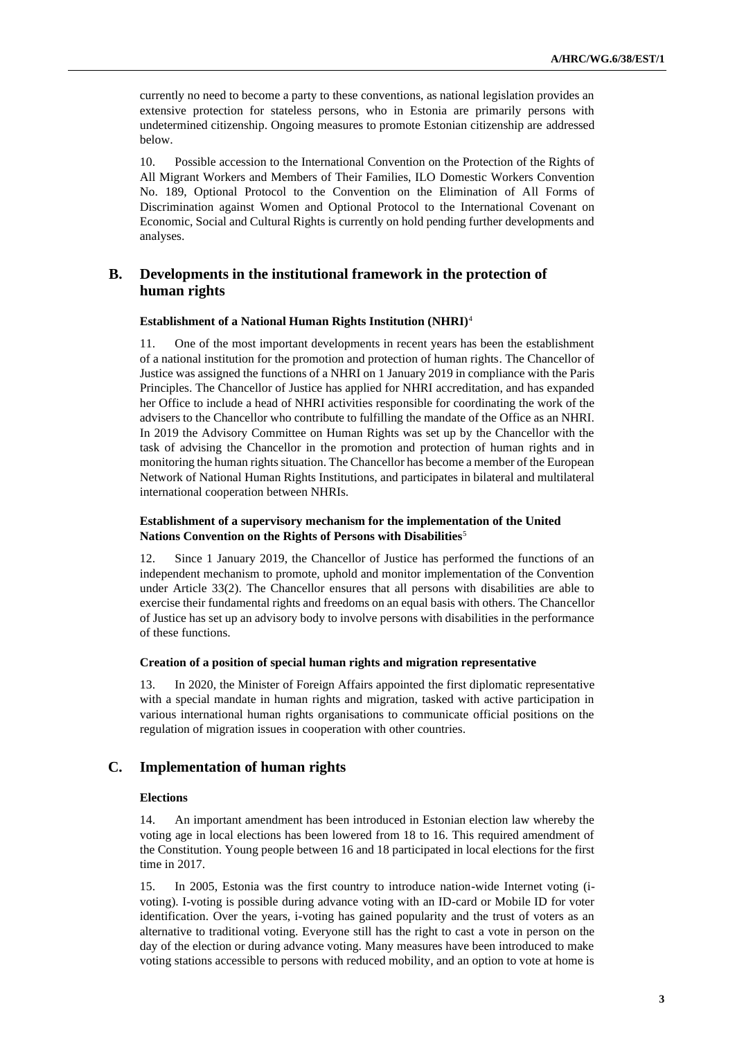currently no need to become a party to these conventions, as national legislation provides an extensive protection for stateless persons, who in Estonia are primarily persons with undetermined citizenship. Ongoing measures to promote Estonian citizenship are addressed below.

10. Possible accession to the International Convention on the Protection of the Rights of All Migrant Workers and Members of Their Families, ILO Domestic Workers Convention No. 189, Optional Protocol to the Convention on the Elimination of All Forms of Discrimination against Women and Optional Protocol to the International Covenant on Economic, Social and Cultural Rights is currently on hold pending further developments and analyses.

## B. Developments in the institutional framework in the protection of human rights

#### Establishment of a National Human Rights Institution (NHRI)[4]

11. One of the most important developments in recent years has been the establishment of a national institution for the promotion and protection of human rights. The Chancellor of Justice was assigned the functions of a NHRI on 1 January 2019 in compliance with the Paris Principles. The Chancellor of Justice has applied for NHRI accreditation, and has expanded her Office to include a head of NHRI activities responsible for coordinating the work of the advisers to the Chancellor who contribute to fulfilling the mandate of the Office as an NHRI. In 2019 the Advisory Committee on Human Rights was set up by the Chancellor with the task of advising the Chancellor in the promotion and protection of human rights and in monitoring the human rights situation. The Chancellor has become a member of the European Network of National Human Rights Institutions, and participates in bilateral and multilateral international cooperation between NHRIs.

#### Establishment of a supervisory mechanism for the implementation of the United Nations Convention on the Rights of Persons with Disabilities[5]

12. Since 1 January 2019, the Chancellor of Justice has performed the functions of an independent mechanism to promote, uphold and monitor implementation of the Convention under Article 33(2). The Chancellor ensures that all persons with disabilities are able to exercise their fundamental rights and freedoms on an equal basis with others. The Chancellor of Justice has set up an advisory body to involve persons with disabilities in the performance of these functions.

#### Creation of a position of special human rights and migration representative

13. In 2020, the Minister of Foreign Affairs appointed the first diplomatic representative with a special mandate in human rights and migration, tasked with active participation in various international human rights organisations to communicate official positions on the regulation of migration issues in cooperation with other countries.

## C. Implementation of human rights

#### Elections

14. An important amendment has been introduced in Estonian election law whereby the voting age in local elections has been lowered from 18 to 16. This required amendment of the Constitution. Young people between 16 and 18 participated in local elections for the first time in 2017.

15. In 2005, Estonia was the first country to introduce nation-wide Internet voting (i-voting). I-voting is possible during advance voting with an ID-card or Mobile ID for voter identification. Over the years, i-voting has gained popularity and the trust of voters as an alternative to traditional voting. Everyone still has the right to cast a vote in person on the day of the election or during advance voting. Many measures have been introduced to make voting stations accessible to persons with reduced mobility, and an option to vote at home is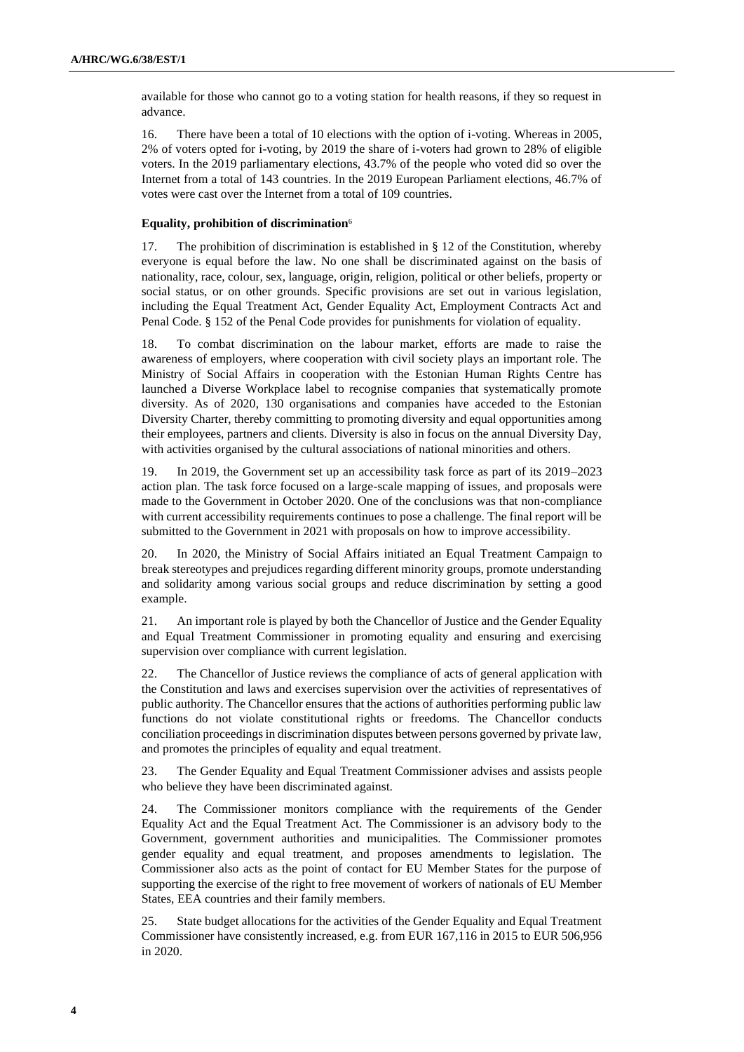available for those who cannot go to a voting station for health reasons, if they so request in advance.

16. There have been a total of 10 elections with the option of i-voting. Whereas in 2005, 2% of voters opted for i-voting, by 2019 the share of i-voters had grown to 28% of eligible voters. In the 2019 parliamentary elections, 43.7% of the people who voted did so over the Internet from a total of 143 countries. In the 2019 European Parliament elections, 46.7% of votes were cast over the Internet from a total of 109 countries.

**Equality, prohibition of discrimination**[6]

17. The prohibition of discrimination is established in § 12 of the Constitution, whereby everyone is equal before the law. No one shall be discriminated against on the basis of nationality, race, colour, sex, language, origin, religion, political or other beliefs, property or social status, or on other grounds. Specific provisions are set out in various legislation, including the Equal Treatment Act, Gender Equality Act, Employment Contracts Act and Penal Code. § 152 of the Penal Code provides for punishments for violation of equality.

18. To combat discrimination on the labour market, efforts are made to raise the awareness of employers, where cooperation with civil society plays an important role. The Ministry of Social Affairs in cooperation with the Estonian Human Rights Centre has launched a Diverse Workplace label to recognise companies that systematically promote diversity. As of 2020, 130 organisations and companies have acceded to the Estonian Diversity Charter, thereby committing to promoting diversity and equal opportunities among their employees, partners and clients. Diversity is also in focus on the annual Diversity Day, with activities organised by the cultural associations of national minorities and others.

19. In 2019, the Government set up an accessibility task force as part of its 2019–2023 action plan. The task force focused on a large-scale mapping of issues, and proposals were made to the Government in October 2020. One of the conclusions was that non-compliance with current accessibility requirements continues to pose a challenge. The final report will be submitted to the Government in 2021 with proposals on how to improve accessibility.

20. In 2020, the Ministry of Social Affairs initiated an Equal Treatment Campaign to break stereotypes and prejudices regarding different minority groups, promote understanding and solidarity among various social groups and reduce discrimination by setting a good example.

21. An important role is played by both the Chancellor of Justice and the Gender Equality and Equal Treatment Commissioner in promoting equality and ensuring and exercising supervision over compliance with current legislation.

22. The Chancellor of Justice reviews the compliance of acts of general application with the Constitution and laws and exercises supervision over the activities of representatives of public authority. The Chancellor ensures that the actions of authorities performing public law functions do not violate constitutional rights or freedoms. The Chancellor conducts conciliation proceedings in discrimination disputes between persons governed by private law, and promotes the principles of equality and equal treatment.

23. The Gender Equality and Equal Treatment Commissioner advises and assists people who believe they have been discriminated against.

24. The Commissioner monitors compliance with the requirements of the Gender Equality Act and the Equal Treatment Act. The Commissioner is an advisory body to the Government, government authorities and municipalities. The Commissioner promotes gender equality and equal treatment, and proposes amendments to legislation. The Commissioner also acts as the point of contact for EU Member States for the purpose of supporting the exercise of the right to free movement of workers of nationals of EU Member States, EEA countries and their family members.

25. State budget allocations for the activities of the Gender Equality and Equal Treatment Commissioner have consistently increased, e.g. from EUR 167,116 in 2015 to EUR 506,956 in 2020.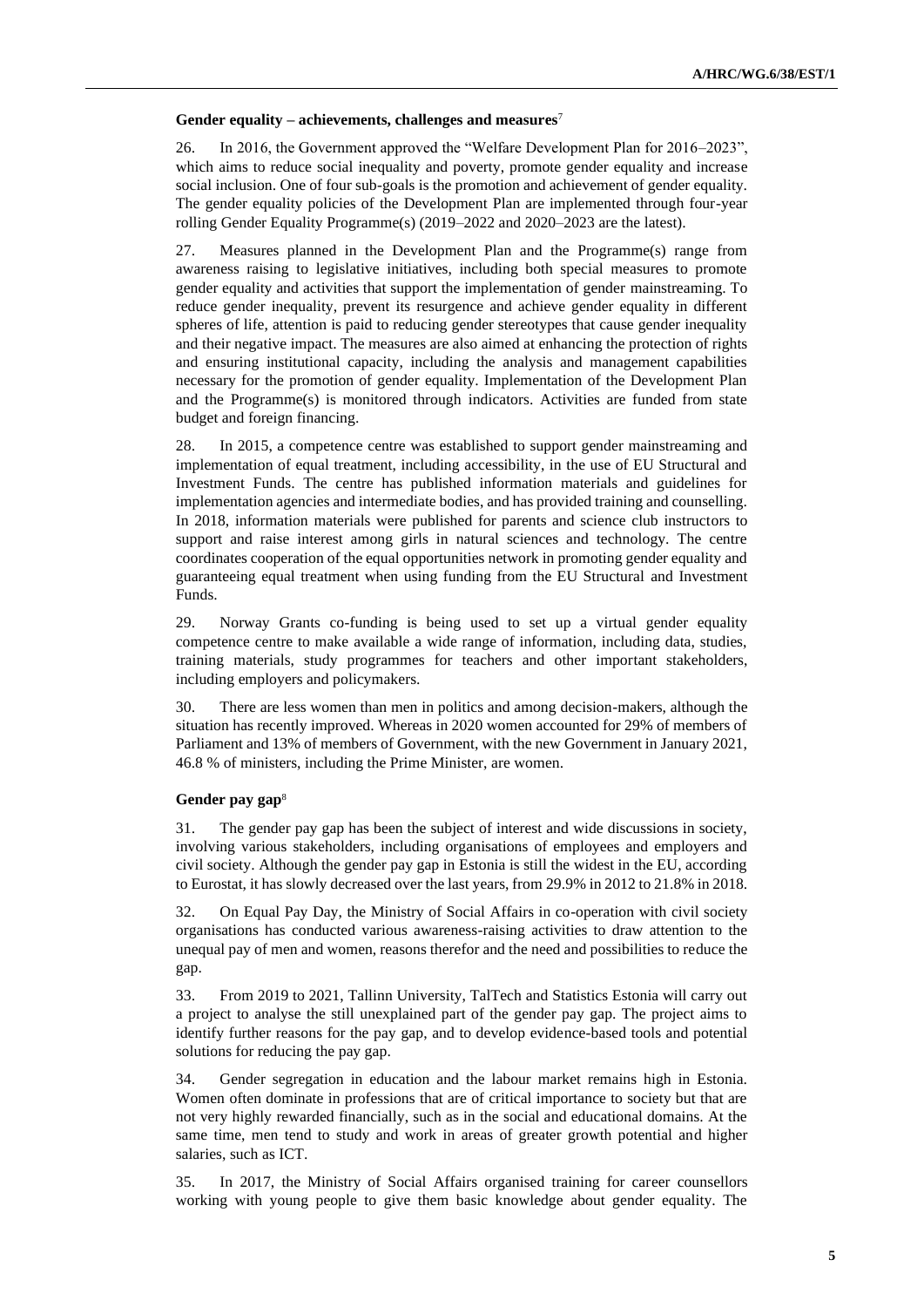**Gender equality – achievements, challenges and measures**[7]

26. In 2016, the Government approved the "Welfare Development Plan for 2016–2023", which aims to reduce social inequality and poverty, promote gender equality and increase social inclusion. One of four sub-goals is the promotion and achievement of gender equality. The gender equality policies of the Development Plan are implemented through four-year rolling Gender Equality Programme(s) (2019–2022 and 2020–2023 are the latest).

27. Measures planned in the Development Plan and the Programme(s) range from awareness raising to legislative initiatives, including both special measures to promote gender equality and activities that support the implementation of gender mainstreaming. To reduce gender inequality, prevent its resurgence and achieve gender equality in different spheres of life, attention is paid to reducing gender stereotypes that cause gender inequality and their negative impact. The measures are also aimed at enhancing the protection of rights and ensuring institutional capacity, including the analysis and management capabilities necessary for the promotion of gender equality. Implementation of the Development Plan and the Programme(s) is monitored through indicators. Activities are funded from state budget and foreign financing.

28. In 2015, a competence centre was established to support gender mainstreaming and implementation of equal treatment, including accessibility, in the use of EU Structural and Investment Funds. The centre has published information materials and guidelines for implementation agencies and intermediate bodies, and has provided training and counselling. In 2018, information materials were published for parents and science club instructors to support and raise interest among girls in natural sciences and technology. The centre coordinates cooperation of the equal opportunities network in promoting gender equality and guaranteeing equal treatment when using funding from the EU Structural and Investment Funds.

29. Norway Grants co-funding is being used to set up a virtual gender equality competence centre to make available a wide range of information, including data, studies, training materials, study programmes for teachers and other important stakeholders, including employers and policymakers.

30. There are less women than men in politics and among decision-makers, although the situation has recently improved. Whereas in 2020 women accounted for 29% of members of Parliament and 13% of members of Government, with the new Government in January 2021, 46.8 % of ministers, including the Prime Minister, are women.

**Gender pay gap**[8]

31. The gender pay gap has been the subject of interest and wide discussions in society, involving various stakeholders, including organisations of employees and employers and civil society. Although the gender pay gap in Estonia is still the widest in the EU, according to Eurostat, it has slowly decreased over the last years, from 29.9% in 2012 to 21.8% in 2018.

32. On Equal Pay Day, the Ministry of Social Affairs in co-operation with civil society organisations has conducted various awareness-raising activities to draw attention to the unequal pay of men and women, reasons therefor and the need and possibilities to reduce the gap.

33. From 2019 to 2021, Tallinn University, TalTech and Statistics Estonia will carry out a project to analyse the still unexplained part of the gender pay gap. The project aims to identify further reasons for the pay gap, and to develop evidence-based tools and potential solutions for reducing the pay gap.

34. Gender segregation in education and the labour market remains high in Estonia. Women often dominate in professions that are of critical importance to society but that are not very highly rewarded financially, such as in the social and educational domains. At the same time, men tend to study and work in areas of greater growth potential and higher salaries, such as ICT.

35. In 2017, the Ministry of Social Affairs organised training for career counsellors working with young people to give them basic knowledge about gender equality. The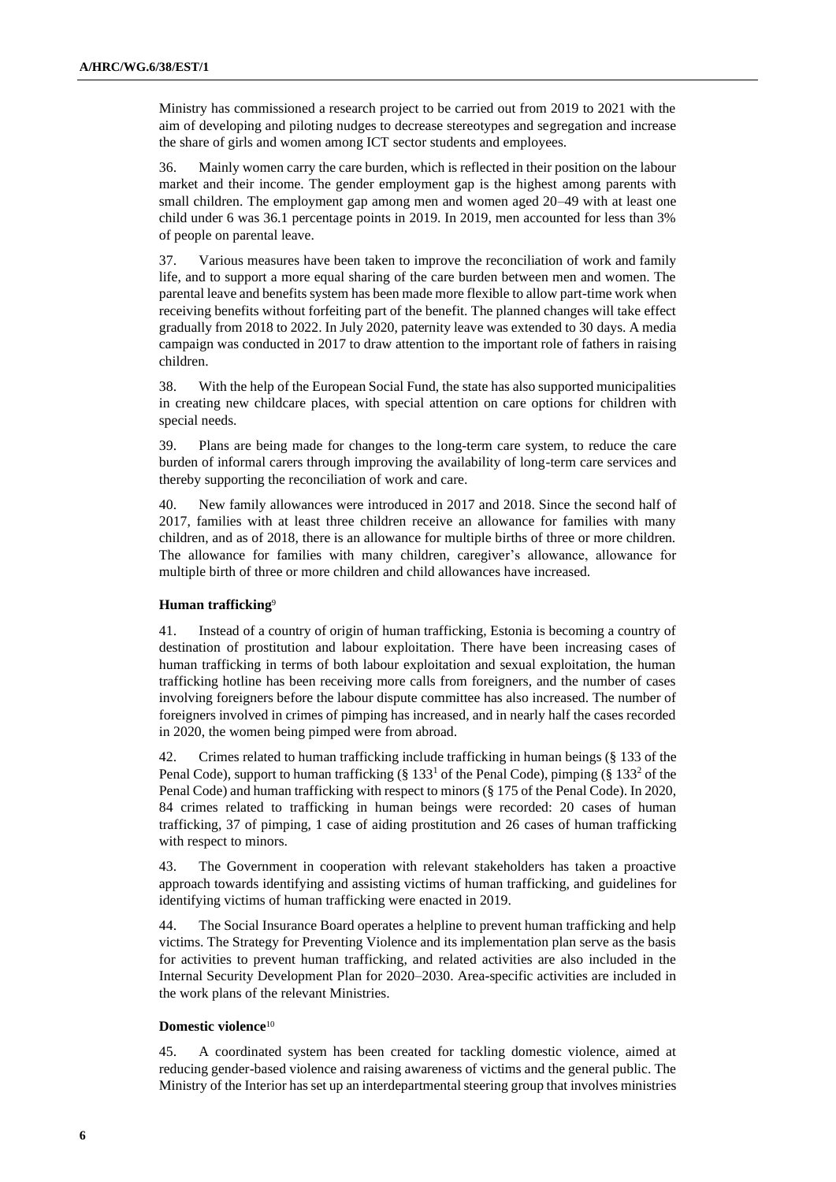Ministry has commissioned a research project to be carried out from 2019 to 2021 with the aim of developing and piloting nudges to decrease stereotypes and segregation and increase the share of girls and women among ICT sector students and employees.

36. Mainly women carry the care burden, which is reflected in their position on the labour market and their income. The gender employment gap is the highest among parents with small children. The employment gap among men and women aged 20–49 with at least one child under 6 was 36.1 percentage points in 2019. In 2019, men accounted for less than 3% of people on parental leave.

37. Various measures have been taken to improve the reconciliation of work and family life, and to support a more equal sharing of the care burden between men and women. The parental leave and benefits system has been made more flexible to allow part-time work when receiving benefits without forfeiting part of the benefit. The planned changes will take effect gradually from 2018 to 2022. In July 2020, paternity leave was extended to 30 days. A media campaign was conducted in 2017 to draw attention to the important role of fathers in raising children.

38. With the help of the European Social Fund, the state has also supported municipalities in creating new childcare places, with special attention on care options for children with special needs.

39. Plans are being made for changes to the long-term care system, to reduce the care burden of informal carers through improving the availability of long-term care services and thereby supporting the reconciliation of work and care.

40. New family allowances were introduced in 2017 and 2018. Since the second half of 2017, families with at least three children receive an allowance for families with many children, and as of 2018, there is an allowance for multiple births of three or more children. The allowance for families with many children, caregiver's allowance, allowance for multiple birth of three or more children and child allowances have increased.

**Human trafficking**[9]

41. Instead of a country of origin of human trafficking, Estonia is becoming a country of destination of prostitution and labour exploitation. There have been increasing cases of human trafficking in terms of both labour exploitation and sexual exploitation, the human trafficking hotline has been receiving more calls from foreigners, and the number of cases involving foreigners before the labour dispute committee has also increased. The number of foreigners involved in crimes of pimping has increased, and in nearly half the cases recorded in 2020, the women being pimped were from abroad.

42. Crimes related to human trafficking include trafficking in human beings (§ 133 of the Penal Code), support to human trafficking (§ $133^1$ of the Penal Code), pimping (§ $133^2$ of the Penal Code) and human trafficking with respect to minors (§ 175 of the Penal Code). In 2020, 84 crimes related to trafficking in human beings were recorded: 20 cases of human trafficking, 37 of pimping, 1 case of aiding prostitution and 26 cases of human trafficking with respect to minors.

43. The Government in cooperation with relevant stakeholders has taken a proactive approach towards identifying and assisting victims of human trafficking, and guidelines for identifying victims of human trafficking were enacted in 2019.

44. The Social Insurance Board operates a helpline to prevent human trafficking and help victims. The Strategy for Preventing Violence and its implementation plan serve as the basis for activities to prevent human trafficking, and related activities are also included in the Internal Security Development Plan for 2020–2030. Area-specific activities are included in the work plans of the relevant Ministries.

**Domestic violence**[10]

45. A coordinated system has been created for tackling domestic violence, aimed at reducing gender-based violence and raising awareness of victims and the general public. The Ministry of the Interior has set up an interdepartmental steering group that involves ministries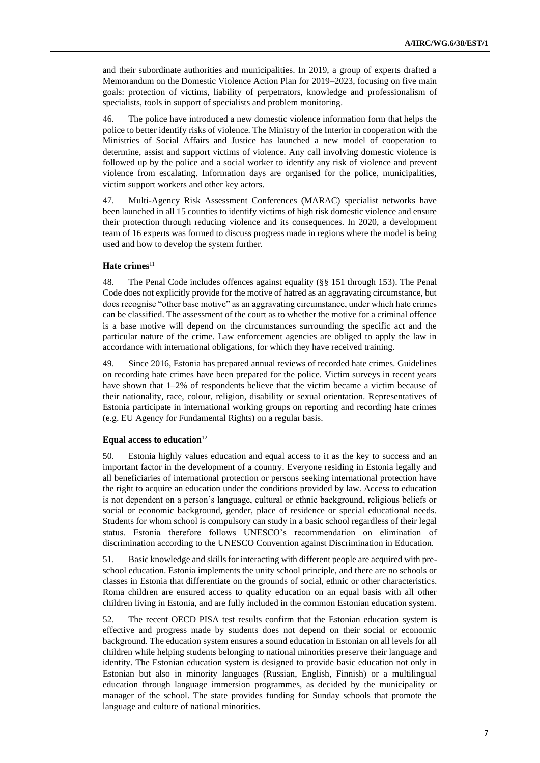and their subordinate authorities and municipalities. In 2019, a group of experts drafted a Memorandum on the Domestic Violence Action Plan for 2019–2023, focusing on five main goals: protection of victims, liability of perpetrators, knowledge and professionalism of specialists, tools in support of specialists and problem monitoring.

46. The police have introduced a new domestic violence information form that helps the police to better identify risks of violence. The Ministry of the Interior in cooperation with the Ministries of Social Affairs and Justice has launched a new model of cooperation to determine, assist and support victims of violence. Any call involving domestic violence is followed up by the police and a social worker to identify any risk of violence and prevent violence from escalating. Information days are organised for the police, municipalities, victim support workers and other key actors.

47. Multi-Agency Risk Assessment Conferences (MARAC) specialist networks have been launched in all 15 counties to identify victims of high risk domestic violence and ensure their protection through reducing violence and its consequences. In 2020, a development team of 16 experts was formed to discuss progress made in regions where the model is being used and how to develop the system further.

**Hate crimes**[11]

48. The Penal Code includes offences against equality (§§ 151 through 153). The Penal Code does not explicitly provide for the motive of hatred as an aggravating circumstance, but does recognise "other base motive" as an aggravating circumstance, under which hate crimes can be classified. The assessment of the court as to whether the motive for a criminal offence is a base motive will depend on the circumstances surrounding the specific act and the particular nature of the crime. Law enforcement agencies are obliged to apply the law in accordance with international obligations, for which they have received training.

49. Since 2016, Estonia has prepared annual reviews of recorded hate crimes. Guidelines on recording hate crimes have been prepared for the police. Victim surveys in recent years have shown that 1–2% of respondents believe that the victim became a victim because of their nationality, race, colour, religion, disability or sexual orientation. Representatives of Estonia participate in international working groups on reporting and recording hate crimes (e.g. EU Agency for Fundamental Rights) on a regular basis.

**Equal access to education**[12]

50. Estonia highly values education and equal access to it as the key to success and an important factor in the development of a country. Everyone residing in Estonia legally and all beneficiaries of international protection or persons seeking international protection have the right to acquire an education under the conditions provided by law. Access to education is not dependent on a person's language, cultural or ethnic background, religious beliefs or social or economic background, gender, place of residence or special educational needs. Students for whom school is compulsory can study in a basic school regardless of their legal status. Estonia therefore follows UNESCO's recommendation on elimination of discrimination according to the UNESCO Convention against Discrimination in Education.

51. Basic knowledge and skills for interacting with different people are acquired with pre-school education. Estonia implements the unity school principle, and there are no schools or classes in Estonia that differentiate on the grounds of social, ethnic or other characteristics. Roma children are ensured access to quality education on an equal basis with all other children living in Estonia, and are fully included in the common Estonian education system.

52. The recent OECD PISA test results confirm that the Estonian education system is effective and progress made by students does not depend on their social or economic background. The education system ensures a sound education in Estonian on all levels for all children while helping students belonging to national minorities preserve their language and identity. The Estonian education system is designed to provide basic education not only in Estonian but also in minority languages (Russian, English, Finnish) or a multilingual education through language immersion programmes, as decided by the municipality or manager of the school. The state provides funding for Sunday schools that promote the language and culture of national minorities.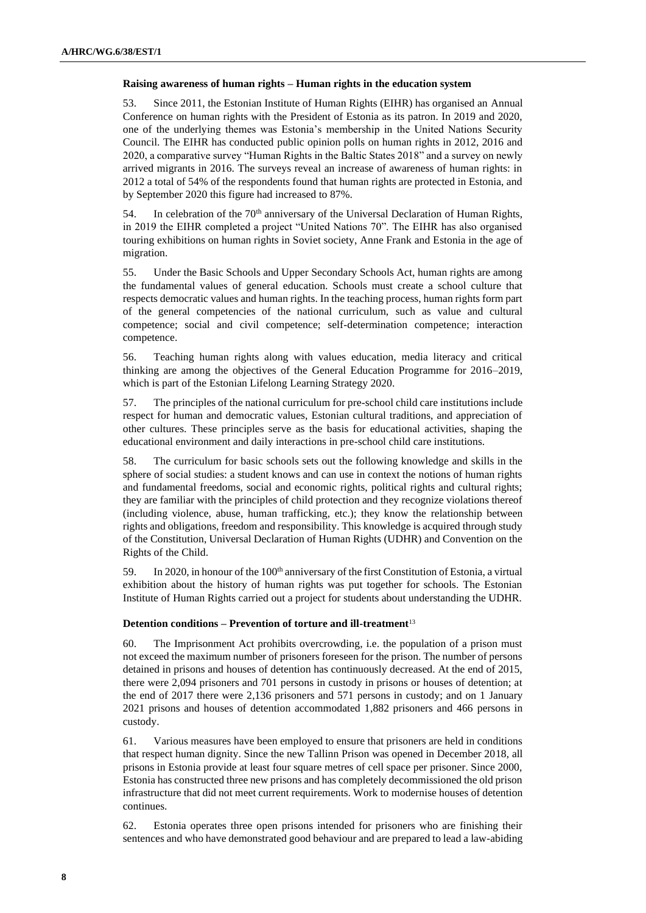**Raising awareness of human rights – Human rights in the education system**

53. Since 2011, the Estonian Institute of Human Rights (EIHR) has organised an Annual Conference on human rights with the President of Estonia as its patron. In 2019 and 2020, one of the underlying themes was Estonia's membership in the United Nations Security Council. The EIHR has conducted public opinion polls on human rights in 2012, 2016 and 2020, a comparative survey "Human Rights in the Baltic States 2018" and a survey on newly arrived migrants in 2016. The surveys reveal an increase of awareness of human rights: in 2012 a total of 54% of the respondents found that human rights are protected in Estonia, and by September 2020 this figure had increased to 87%.

54. In celebration of the 70th anniversary of the Universal Declaration of Human Rights, in 2019 the EIHR completed a project "United Nations 70". The EIHR has also organised touring exhibitions on human rights in Soviet society, Anne Frank and Estonia in the age of migration.

55. Under the Basic Schools and Upper Secondary Schools Act, human rights are among the fundamental values of general education. Schools must create a school culture that respects democratic values and human rights. In the teaching process, human rights form part of the general competencies of the national curriculum, such as value and cultural competence; social and civil competence; self-determination competence; interaction competence.

56. Teaching human rights along with values education, media literacy and critical thinking are among the objectives of the General Education Programme for 2016–2019, which is part of the Estonian Lifelong Learning Strategy 2020.

57. The principles of the national curriculum for pre-school child care institutions include respect for human and democratic values, Estonian cultural traditions, and appreciation of other cultures. These principles serve as the basis for educational activities, shaping the educational environment and daily interactions in pre-school child care institutions.

58. The curriculum for basic schools sets out the following knowledge and skills in the sphere of social studies: a student knows and can use in context the notions of human rights and fundamental freedoms, social and economic rights, political rights and cultural rights; they are familiar with the principles of child protection and they recognize violations thereof (including violence, abuse, human trafficking, etc.); they know the relationship between rights and obligations, freedom and responsibility. This knowledge is acquired through study of the Constitution, Universal Declaration of Human Rights (UDHR) and Convention on the Rights of the Child.

59. In 2020, in honour of the 100th anniversary of the first Constitution of Estonia, a virtual exhibition about the history of human rights was put together for schools. The Estonian Institute of Human Rights carried out a project for students about understanding the UDHR.

**Detention conditions – Prevention of torture and ill-treatment**[13]

60. The Imprisonment Act prohibits overcrowding, i.e. the population of a prison must not exceed the maximum number of prisoners foreseen for the prison. The number of persons detained in prisons and houses of detention has continuously decreased. At the end of 2015, there were 2,094 prisoners and 701 persons in custody in prisons or houses of detention; at the end of 2017 there were 2,136 prisoners and 571 persons in custody; and on 1 January 2021 prisons and houses of detention accommodated 1,882 prisoners and 466 persons in custody.

61. Various measures have been employed to ensure that prisoners are held in conditions that respect human dignity. Since the new Tallinn Prison was opened in December 2018, all prisons in Estonia provide at least four square metres of cell space per prisoner. Since 2000, Estonia has constructed three new prisons and has completely decommissioned the old prison infrastructure that did not meet current requirements. Work to modernise houses of detention continues.

62. Estonia operates three open prisons intended for prisoners who are finishing their sentences and who have demonstrated good behaviour and are prepared to lead a law-abiding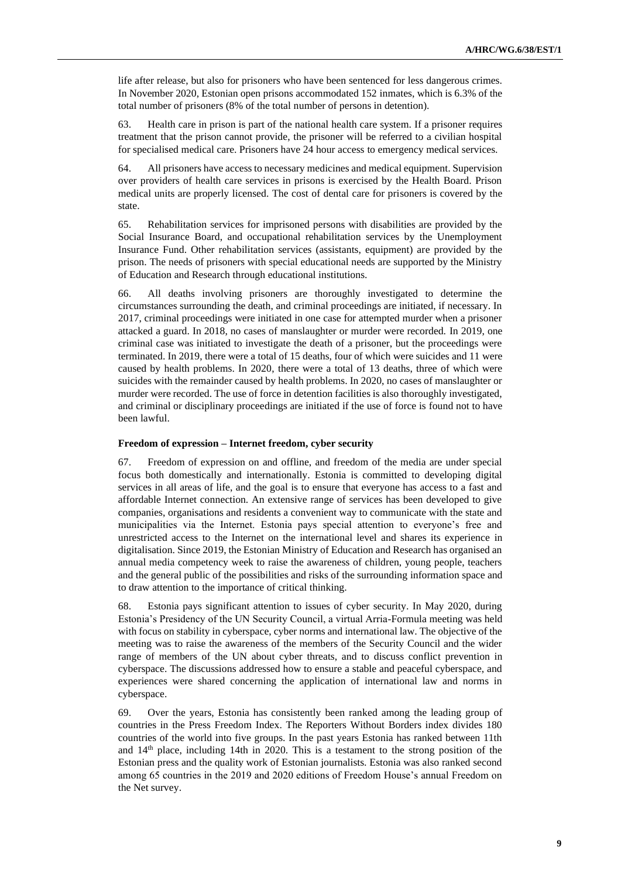life after release, but also for prisoners who have been sentenced for less dangerous crimes. In November 2020, Estonian open prisons accommodated 152 inmates, which is 6.3% of the total number of prisoners (8% of the total number of persons in detention).

63. Health care in prison is part of the national health care system. If a prisoner requires treatment that the prison cannot provide, the prisoner will be referred to a civilian hospital for specialised medical care. Prisoners have 24 hour access to emergency medical services.

64. All prisoners have access to necessary medicines and medical equipment. Supervision over providers of health care services in prisons is exercised by the Health Board. Prison medical units are properly licensed. The cost of dental care for prisoners is covered by the state.

65. Rehabilitation services for imprisoned persons with disabilities are provided by the Social Insurance Board, and occupational rehabilitation services by the Unemployment Insurance Fund. Other rehabilitation services (assistants, equipment) are provided by the prison. The needs of prisoners with special educational needs are supported by the Ministry of Education and Research through educational institutions.

66. All deaths involving prisoners are thoroughly investigated to determine the circumstances surrounding the death, and criminal proceedings are initiated, if necessary. In 2017, criminal proceedings were initiated in one case for attempted murder when a prisoner attacked a guard. In 2018, no cases of manslaughter or murder were recorded. In 2019, one criminal case was initiated to investigate the death of a prisoner, but the proceedings were terminated. In 2019, there were a total of 15 deaths, four of which were suicides and 11 were caused by health problems. In 2020, there were a total of 13 deaths, three of which were suicides with the remainder caused by health problems. In 2020, no cases of manslaughter or murder were recorded. The use of force in detention facilities is also thoroughly investigated, and criminal or disciplinary proceedings are initiated if the use of force is found not to have been lawful.

**Freedom of expression – Internet freedom, cyber security**

67. Freedom of expression on and offline, and freedom of the media are under special focus both domestically and internationally. Estonia is committed to developing digital services in all areas of life, and the goal is to ensure that everyone has access to a fast and affordable Internet connection. An extensive range of services has been developed to give companies, organisations and residents a convenient way to communicate with the state and municipalities via the Internet. Estonia pays special attention to everyone's free and unrestricted access to the Internet on the international level and shares its experience in digitalisation. Since 2019, the Estonian Ministry of Education and Research has organised an annual media competency week to raise the awareness of children, young people, teachers and the general public of the possibilities and risks of the surrounding information space and to draw attention to the importance of critical thinking.

68. Estonia pays significant attention to issues of cyber security. In May 2020, during Estonia's Presidency of the UN Security Council, a virtual Arria-Formula meeting was held with focus on stability in cyberspace, cyber norms and international law. The objective of the meeting was to raise the awareness of the members of the Security Council and the wider range of members of the UN about cyber threats, and to discuss conflict prevention in cyberspace. The discussions addressed how to ensure a stable and peaceful cyberspace, and experiences were shared concerning the application of international law and norms in cyberspace.

69. Over the years, Estonia has consistently been ranked among the leading group of countries in the Press Freedom Index. The Reporters Without Borders index divides 180 countries of the world into five groups. In the past years Estonia has ranked between 11th and 14th place, including 14th in 2020. This is a testament to the strong position of the Estonian press and the quality work of Estonian journalists. Estonia was also ranked second among 65 countries in the 2019 and 2020 editions of Freedom House's annual Freedom on the Net survey.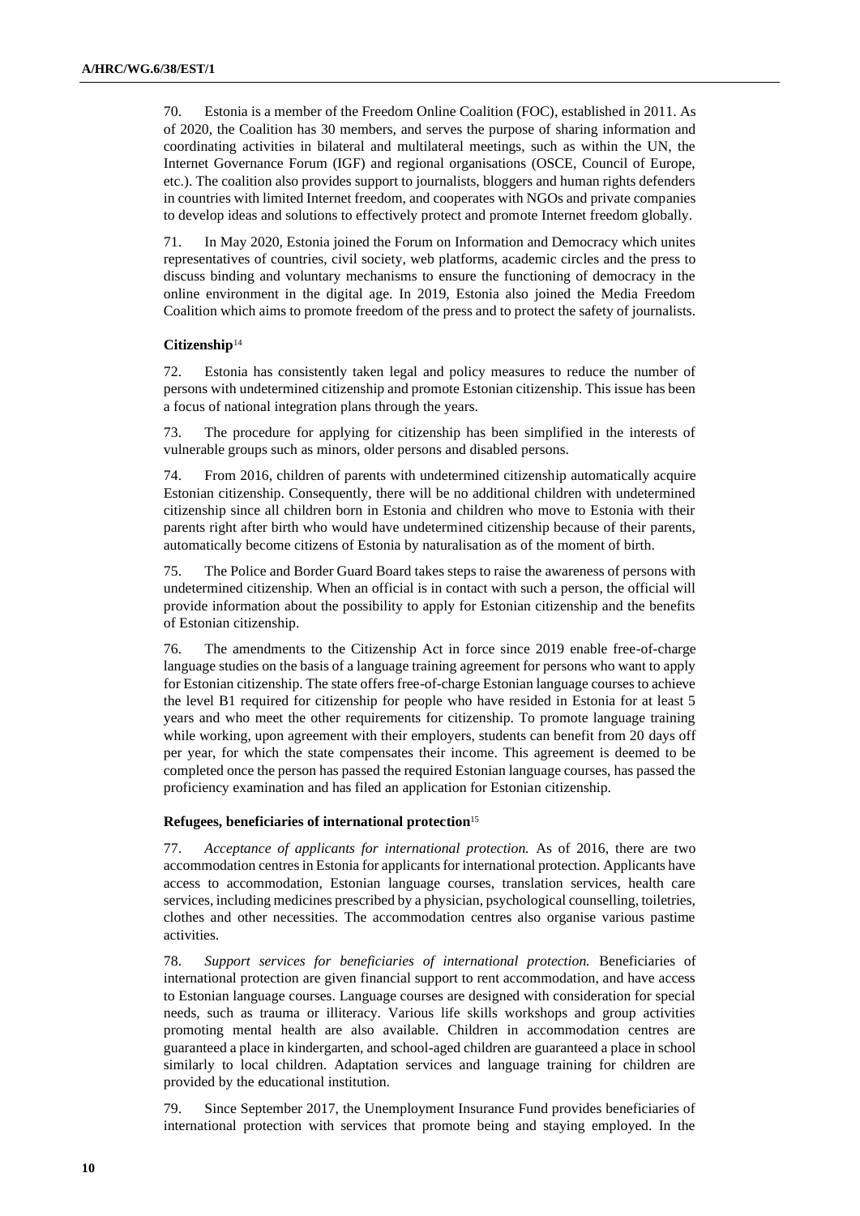70. Estonia is a member of the Freedom Online Coalition (FOC), established in 2011. As of 2020, the Coalition has 30 members, and serves the purpose of sharing information and coordinating activities in bilateral and multilateral meetings, such as within the UN, the Internet Governance Forum (IGF) and regional organisations (OSCE, Council of Europe, etc.). The coalition also provides support to journalists, bloggers and human rights defenders in countries with limited Internet freedom, and cooperates with NGOs and private companies to develop ideas and solutions to effectively protect and promote Internet freedom globally.

71. In May 2020, Estonia joined the Forum on Information and Democracy which unites representatives of countries, civil society, web platforms, academic circles and the press to discuss binding and voluntary mechanisms to ensure the functioning of democracy in the online environment in the digital age. In 2019, Estonia also joined the Media Freedom Coalition which aims to promote freedom of the press and to protect the safety of journalists.

**Citizenship**[14]

72. Estonia has consistently taken legal and policy measures to reduce the number of persons with undetermined citizenship and promote Estonian citizenship. This issue has been a focus of national integration plans through the years.

73. The procedure for applying for citizenship has been simplified in the interests of vulnerable groups such as minors, older persons and disabled persons.

74. From 2016, children of parents with undetermined citizenship automatically acquire Estonian citizenship. Consequently, there will be no additional children with undetermined citizenship since all children born in Estonia and children who move to Estonia with their parents right after birth who would have undetermined citizenship because of their parents, automatically become citizens of Estonia by naturalisation as of the moment of birth.

75. The Police and Border Guard Board takes steps to raise the awareness of persons with undetermined citizenship. When an official is in contact with such a person, the official will provide information about the possibility to apply for Estonian citizenship and the benefits of Estonian citizenship.

76. The amendments to the Citizenship Act in force since 2019 enable free-of-charge language studies on the basis of a language training agreement for persons who want to apply for Estonian citizenship. The state offers free-of-charge Estonian language courses to achieve the level B1 required for citizenship for people who have resided in Estonia for at least 5 years and who meet the other requirements for citizenship. To promote language training while working, upon agreement with their employers, students can benefit from 20 days off per year, for which the state compensates their income. This agreement is deemed to be completed once the person has passed the required Estonian language courses, has passed the proficiency examination and has filed an application for Estonian citizenship.

**Refugees, beneficiaries of international protection**[15]

77. *Acceptance of applicants for international protection.* As of 2016, there are two accommodation centres in Estonia for applicants for international protection. Applicants have access to accommodation, Estonian language courses, translation services, health care services, including medicines prescribed by a physician, psychological counselling, toiletries, clothes and other necessities. The accommodation centres also organise various pastime activities.

78. *Support services for beneficiaries of international protection.* Beneficiaries of international protection are given financial support to rent accommodation, and have access to Estonian language courses. Language courses are designed with consideration for special needs, such as trauma or illiteracy. Various life skills workshops and group activities promoting mental health are also available. Children in accommodation centres are guaranteed a place in kindergarten, and school-aged children are guaranteed a place in school similarly to local children. Adaptation services and language training for children are provided by the educational institution.

79. Since September 2017, the Unemployment Insurance Fund provides beneficiaries of international protection with services that promote being and staying employed. In the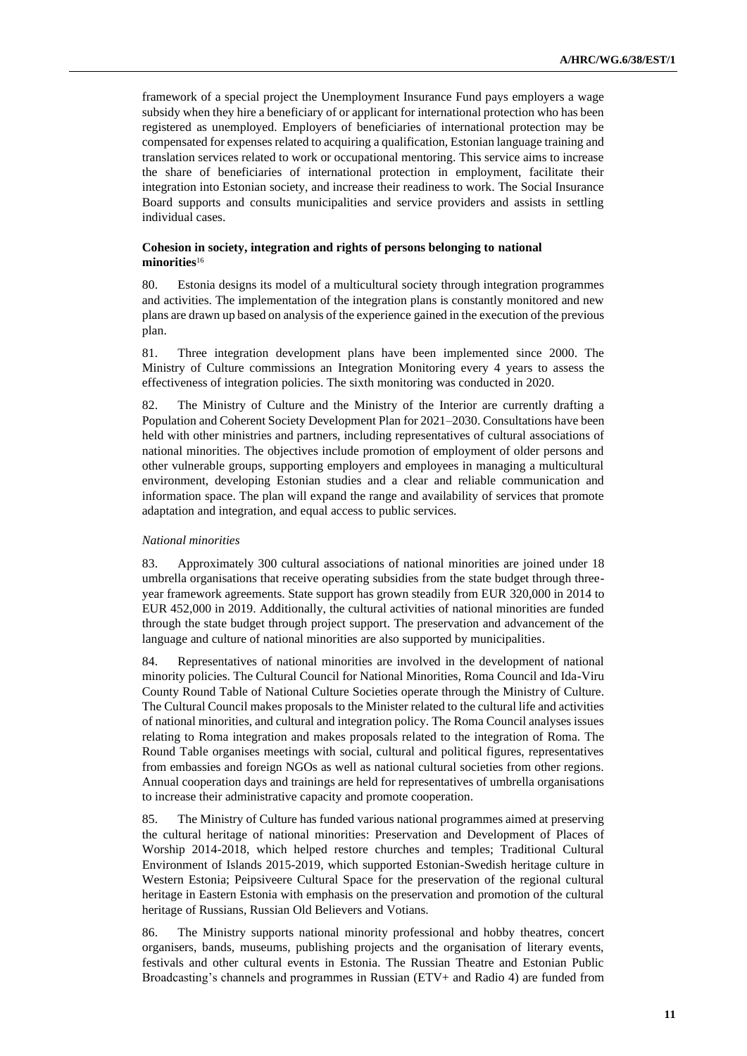framework of a special project the Unemployment Insurance Fund pays employers a wage subsidy when they hire a beneficiary of or applicant for international protection who has been registered as unemployed. Employers of beneficiaries of international protection may be compensated for expenses related to acquiring a qualification, Estonian language training and translation services related to work or occupational mentoring. This service aims to increase the share of beneficiaries of international protection in employment, facilitate their integration into Estonian society, and increase their readiness to work. The Social Insurance Board supports and consults municipalities and service providers and assists in settling individual cases.

### Cohesion in society, integration and rights of persons belonging to national minorities[16]

80. Estonia designs its model of a multicultural society through integration programmes and activities. The implementation of the integration plans is constantly monitored and new plans are drawn up based on analysis of the experience gained in the execution of the previous plan.

81. Three integration development plans have been implemented since 2000. The Ministry of Culture commissions an Integration Monitoring every 4 years to assess the effectiveness of integration policies. The sixth monitoring was conducted in 2020.

82. The Ministry of Culture and the Ministry of the Interior are currently drafting a Population and Coherent Society Development Plan for 2021–2030. Consultations have been held with other ministries and partners, including representatives of cultural associations of national minorities. The objectives include promotion of employment of older persons and other vulnerable groups, supporting employers and employees in managing a multicultural environment, developing Estonian studies and a clear and reliable communication and information space. The plan will expand the range and availability of services that promote adaptation and integration, and equal access to public services.

#### *National minorities*

83. Approximately 300 cultural associations of national minorities are joined under 18 umbrella organisations that receive operating subsidies from the state budget through three-year framework agreements. State support has grown steadily from EUR 320,000 in 2014 to EUR 452,000 in 2019. Additionally, the cultural activities of national minorities are funded through the state budget through project support. The preservation and advancement of the language and culture of national minorities are also supported by municipalities.

84. Representatives of national minorities are involved in the development of national minority policies. The Cultural Council for National Minorities, Roma Council and Ida-Viru County Round Table of National Culture Societies operate through the Ministry of Culture. The Cultural Council makes proposals to the Minister related to the cultural life and activities of national minorities, and cultural and integration policy. The Roma Council analyses issues relating to Roma integration and makes proposals related to the integration of Roma. The Round Table organises meetings with social, cultural and political figures, representatives from embassies and foreign NGOs as well as national cultural societies from other regions. Annual cooperation days and trainings are held for representatives of umbrella organisations to increase their administrative capacity and promote cooperation.

85. The Ministry of Culture has funded various national programmes aimed at preserving the cultural heritage of national minorities: Preservation and Development of Places of Worship 2014-2018, which helped restore churches and temples; Traditional Cultural Environment of Islands 2015-2019, which supported Estonian-Swedish heritage culture in Western Estonia; Peipsiveere Cultural Space for the preservation of the regional cultural heritage in Eastern Estonia with emphasis on the preservation and promotion of the cultural heritage of Russians, Russian Old Believers and Votians.

86. The Ministry supports national minority professional and hobby theatres, concert organisers, bands, museums, publishing projects and the organisation of literary events, festivals and other cultural events in Estonia. The Russian Theatre and Estonian Public Broadcasting's channels and programmes in Russian (ETV+ and Radio 4) are funded from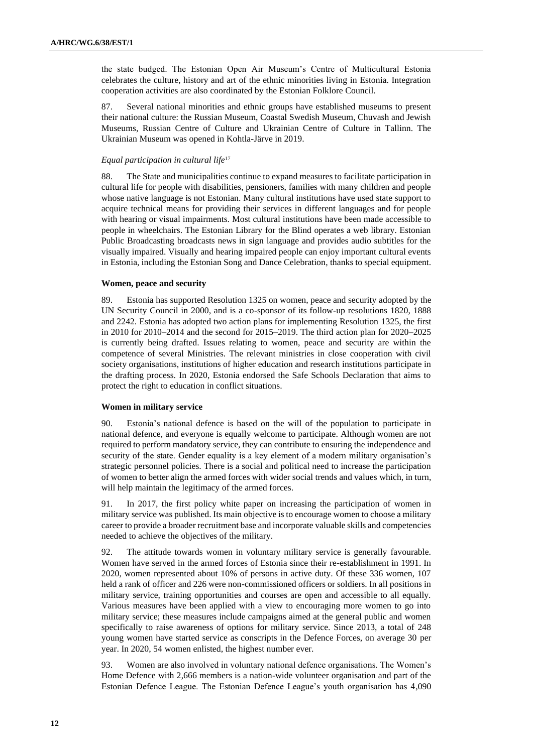the state budged. The Estonian Open Air Museum's Centre of Multicultural Estonia celebrates the culture, history and art of the ethnic minorities living in Estonia. Integration cooperation activities are also coordinated by the Estonian Folklore Council.

87. Several national minorities and ethnic groups have established museums to present their national culture: the Russian Museum, Coastal Swedish Museum, Chuvash and Jewish Museums, Russian Centre of Culture and Ukrainian Centre of Culture in Tallinn. The Ukrainian Museum was opened in Kohtla-Järve in 2019.

*Equal participation in cultural life*[17]

88. The State and municipalities continue to expand measures to facilitate participation in cultural life for people with disabilities, pensioners, families with many children and people whose native language is not Estonian. Many cultural institutions have used state support to acquire technical means for providing their services in different languages and for people with hearing or visual impairments. Most cultural institutions have been made accessible to people in wheelchairs. The Estonian Library for the Blind operates a web library. Estonian Public Broadcasting broadcasts news in sign language and provides audio subtitles for the visually impaired. Visually and hearing impaired people can enjoy important cultural events in Estonia, including the Estonian Song and Dance Celebration, thanks to special equipment.

**Women, peace and security**

89. Estonia has supported Resolution 1325 on women, peace and security adopted by the UN Security Council in 2000, and is a co-sponsor of its follow-up resolutions 1820, 1888 and 2242. Estonia has adopted two action plans for implementing Resolution 1325, the first in 2010 for 2010–2014 and the second for 2015–2019. The third action plan for 2020–2025 is currently being drafted. Issues relating to women, peace and security are within the competence of several Ministries. The relevant ministries in close cooperation with civil society organisations, institutions of higher education and research institutions participate in the drafting process. In 2020, Estonia endorsed the Safe Schools Declaration that aims to protect the right to education in conflict situations.

**Women in military service**

90. Estonia's national defence is based on the will of the population to participate in national defence, and everyone is equally welcome to participate. Although women are not required to perform mandatory service, they can contribute to ensuring the independence and security of the state. Gender equality is a key element of a modern military organisation's strategic personnel policies. There is a social and political need to increase the participation of women to better align the armed forces with wider social trends and values which, in turn, will help maintain the legitimacy of the armed forces.

91. In 2017, the first policy white paper on increasing the participation of women in military service was published. Its main objective is to encourage women to choose a military career to provide a broader recruitment base and incorporate valuable skills and competencies needed to achieve the objectives of the military.

92. The attitude towards women in voluntary military service is generally favourable. Women have served in the armed forces of Estonia since their re-establishment in 1991. In 2020, women represented about 10% of persons in active duty. Of these 336 women, 107 held a rank of officer and 226 were non-commissioned officers or soldiers. In all positions in military service, training opportunities and courses are open and accessible to all equally. Various measures have been applied with a view to encouraging more women to go into military service; these measures include campaigns aimed at the general public and women specifically to raise awareness of options for military service. Since 2013, a total of 248 young women have started service as conscripts in the Defence Forces, on average 30 per year. In 2020, 54 women enlisted, the highest number ever.

93. Women are also involved in voluntary national defence organisations. The Women's Home Defence with 2,666 members is a nation-wide volunteer organisation and part of the Estonian Defence League. The Estonian Defence League's youth organisation has 4,090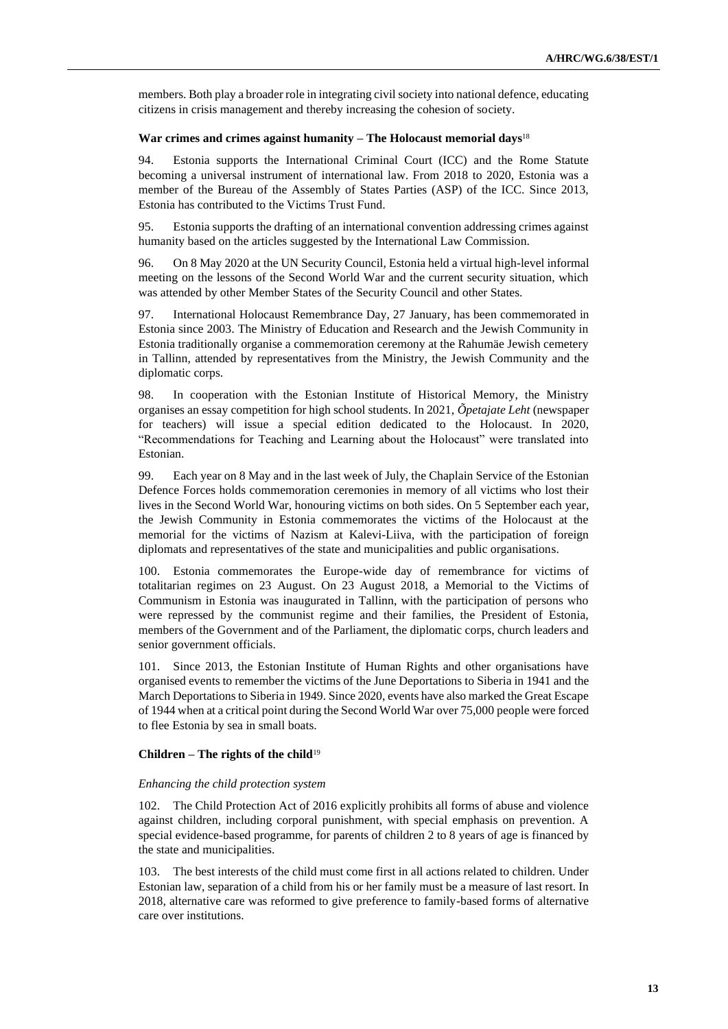members. Both play a broader role in integrating civil society into national defence, educating citizens in crisis management and thereby increasing the cohesion of society.

**War crimes and crimes against humanity – The Holocaust memorial days**[18]

94. Estonia supports the International Criminal Court (ICC) and the Rome Statute becoming a universal instrument of international law. From 2018 to 2020, Estonia was a member of the Bureau of the Assembly of States Parties (ASP) of the ICC. Since 2013, Estonia has contributed to the Victims Trust Fund.

95. Estonia supports the drafting of an international convention addressing crimes against humanity based on the articles suggested by the International Law Commission.

96. On 8 May 2020 at the UN Security Council, Estonia held a virtual high-level informal meeting on the lessons of the Second World War and the current security situation, which was attended by other Member States of the Security Council and other States.

97. International Holocaust Remembrance Day, 27 January, has been commemorated in Estonia since 2003. The Ministry of Education and Research and the Jewish Community in Estonia traditionally organise a commemoration ceremony at the Rahumäe Jewish cemetery in Tallinn, attended by representatives from the Ministry, the Jewish Community and the diplomatic corps.

98. In cooperation with the Estonian Institute of Historical Memory, the Ministry organises an essay competition for high school students. In 2021, *Õpetajate Leht* (newspaper for teachers) will issue a special edition dedicated to the Holocaust. In 2020, "Recommendations for Teaching and Learning about the Holocaust" were translated into Estonian.

99. Each year on 8 May and in the last week of July, the Chaplain Service of the Estonian Defence Forces holds commemoration ceremonies in memory of all victims who lost their lives in the Second World War, honouring victims on both sides. On 5 September each year, the Jewish Community in Estonia commemorates the victims of the Holocaust at the memorial for the victims of Nazism at Kalevi-Liiva, with the participation of foreign diplomats and representatives of the state and municipalities and public organisations.

100. Estonia commemorates the Europe-wide day of remembrance for victims of totalitarian regimes on 23 August. On 23 August 2018, a Memorial to the Victims of Communism in Estonia was inaugurated in Tallinn, with the participation of persons who were repressed by the communist regime and their families, the President of Estonia, members of the Government and of the Parliament, the diplomatic corps, church leaders and senior government officials.

101. Since 2013, the Estonian Institute of Human Rights and other organisations have organised events to remember the victims of the June Deportations to Siberia in 1941 and the March Deportations to Siberia in 1949. Since 2020, events have also marked the Great Escape of 1944 when at a critical point during the Second World War over 75,000 people were forced to flee Estonia by sea in small boats.

**Children – The rights of the child**[19]

*Enhancing the child protection system*

102. The Child Protection Act of 2016 explicitly prohibits all forms of abuse and violence against children, including corporal punishment, with special emphasis on prevention. A special evidence-based programme, for parents of children 2 to 8 years of age is financed by the state and municipalities.

103. The best interests of the child must come first in all actions related to children. Under Estonian law, separation of a child from his or her family must be a measure of last resort. In 2018, alternative care was reformed to give preference to family-based forms of alternative care over institutions.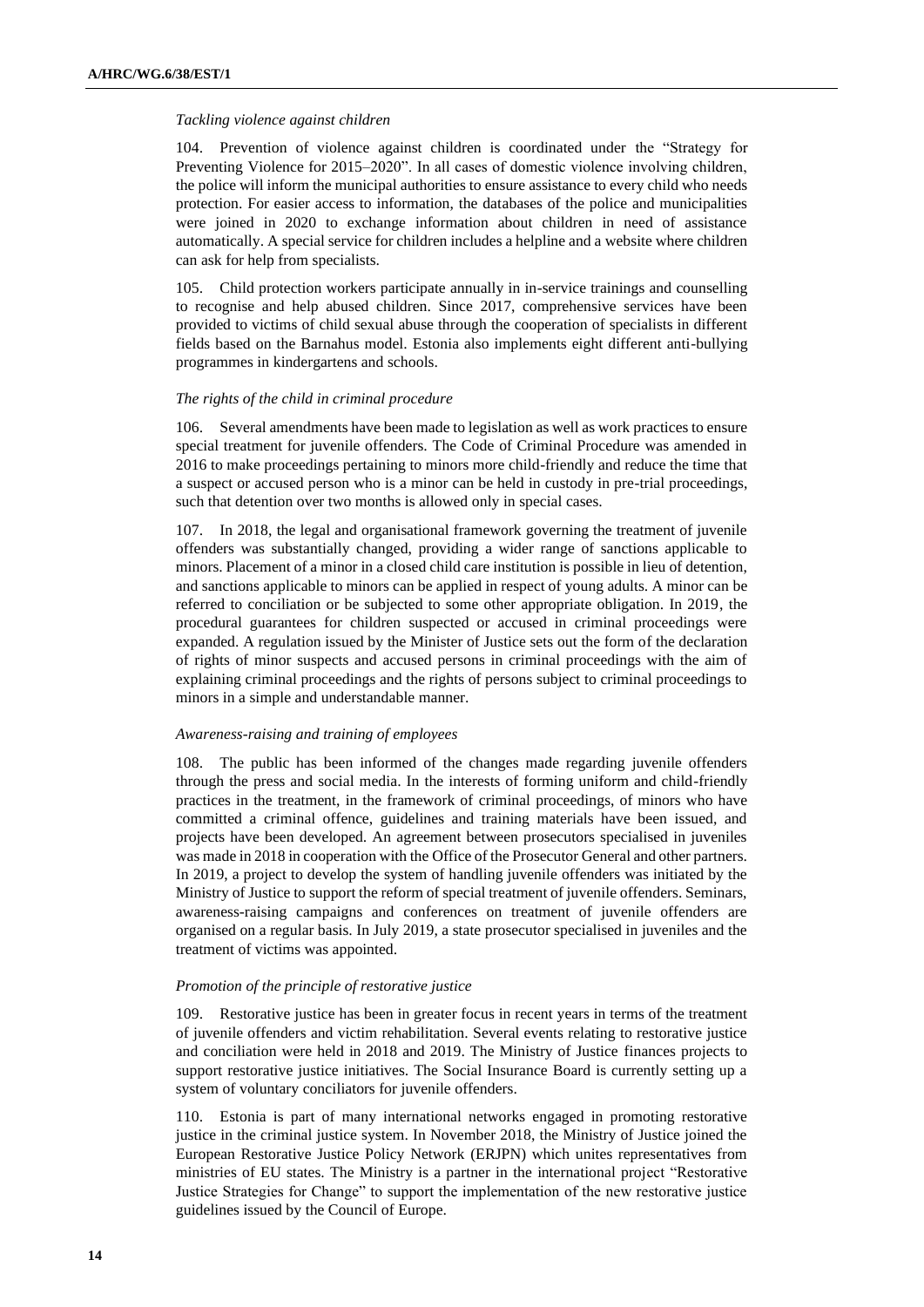*Tackling violence against children*

104. Prevention of violence against children is coordinated under the "Strategy for Preventing Violence for 2015–2020". In all cases of domestic violence involving children, the police will inform the municipal authorities to ensure assistance to every child who needs protection. For easier access to information, the databases of the police and municipalities were joined in 2020 to exchange information about children in need of assistance automatically. A special service for children includes a helpline and a website where children can ask for help from specialists.

105. Child protection workers participate annually in in-service trainings and counselling to recognise and help abused children. Since 2017, comprehensive services have been provided to victims of child sexual abuse through the cooperation of specialists in different fields based on the Barnahus model. Estonia also implements eight different anti-bullying programmes in kindergartens and schools.

*The rights of the child in criminal procedure*

106. Several amendments have been made to legislation as well as work practices to ensure special treatment for juvenile offenders. The Code of Criminal Procedure was amended in 2016 to make proceedings pertaining to minors more child-friendly and reduce the time that a suspect or accused person who is a minor can be held in custody in pre-trial proceedings, such that detention over two months is allowed only in special cases.

107. In 2018, the legal and organisational framework governing the treatment of juvenile offenders was substantially changed, providing a wider range of sanctions applicable to minors. Placement of a minor in a closed child care institution is possible in lieu of detention, and sanctions applicable to minors can be applied in respect of young adults. A minor can be referred to conciliation or be subjected to some other appropriate obligation. In 2019, the procedural guarantees for children suspected or accused in criminal proceedings were expanded. A regulation issued by the Minister of Justice sets out the form of the declaration of rights of minor suspects and accused persons in criminal proceedings with the aim of explaining criminal proceedings and the rights of persons subject to criminal proceedings to minors in a simple and understandable manner.

*Awareness-raising and training of employees*

108. The public has been informed of the changes made regarding juvenile offenders through the press and social media. In the interests of forming uniform and child-friendly practices in the treatment, in the framework of criminal proceedings, of minors who have committed a criminal offence, guidelines and training materials have been issued, and projects have been developed. An agreement between prosecutors specialised in juveniles was made in 2018 in cooperation with the Office of the Prosecutor General and other partners. In 2019, a project to develop the system of handling juvenile offenders was initiated by the Ministry of Justice to support the reform of special treatment of juvenile offenders. Seminars, awareness-raising campaigns and conferences on treatment of juvenile offenders are organised on a regular basis. In July 2019, a state prosecutor specialised in juveniles and the treatment of victims was appointed.

*Promotion of the principle of restorative justice*

109. Restorative justice has been in greater focus in recent years in terms of the treatment of juvenile offenders and victim rehabilitation. Several events relating to restorative justice and conciliation were held in 2018 and 2019. The Ministry of Justice finances projects to support restorative justice initiatives. The Social Insurance Board is currently setting up a system of voluntary conciliators for juvenile offenders.

110. Estonia is part of many international networks engaged in promoting restorative justice in the criminal justice system. In November 2018, the Ministry of Justice joined the European Restorative Justice Policy Network (ERJPN) which unites representatives from ministries of EU states. The Ministry is a partner in the international project "Restorative Justice Strategies for Change" to support the implementation of the new restorative justice guidelines issued by the Council of Europe.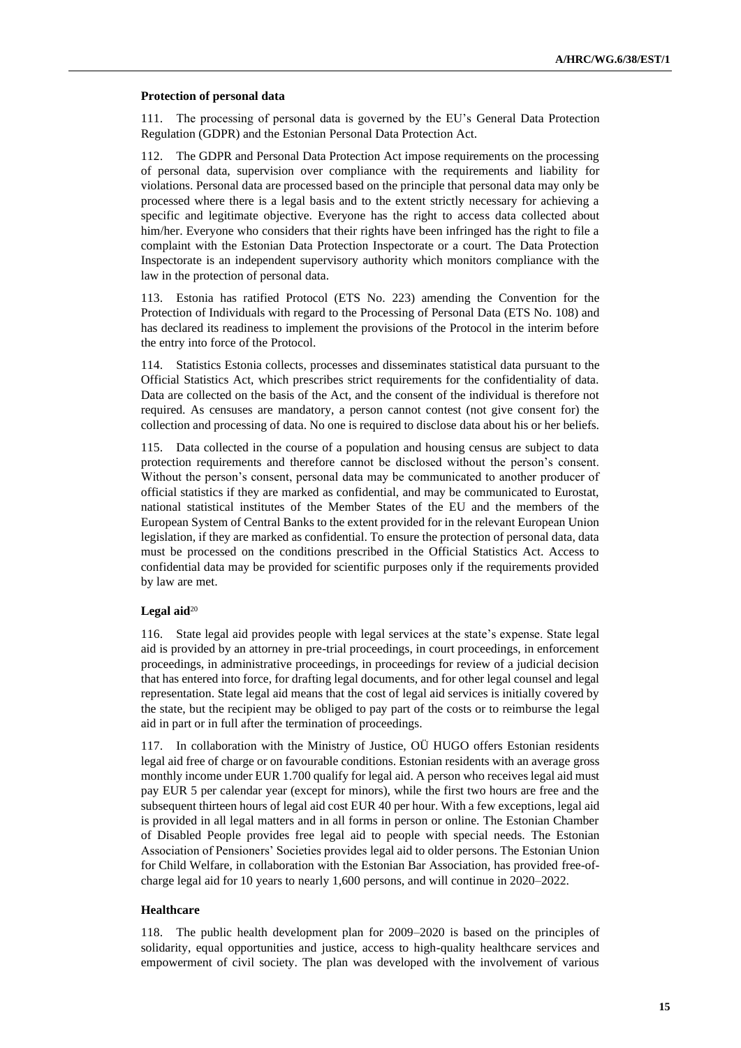**Protection of personal data**

111. The processing of personal data is governed by the EU's General Data Protection Regulation (GDPR) and the Estonian Personal Data Protection Act.

112. The GDPR and Personal Data Protection Act impose requirements on the processing of personal data, supervision over compliance with the requirements and liability for violations. Personal data are processed based on the principle that personal data may only be processed where there is a legal basis and to the extent strictly necessary for achieving a specific and legitimate objective. Everyone has the right to access data collected about him/her. Everyone who considers that their rights have been infringed has the right to file a complaint with the Estonian Data Protection Inspectorate or a court. The Data Protection Inspectorate is an independent supervisory authority which monitors compliance with the law in the protection of personal data.

113. Estonia has ratified Protocol (ETS No. 223) amending the Convention for the Protection of Individuals with regard to the Processing of Personal Data (ETS No. 108) and has declared its readiness to implement the provisions of the Protocol in the interim before the entry into force of the Protocol.

114. Statistics Estonia collects, processes and disseminates statistical data pursuant to the Official Statistics Act, which prescribes strict requirements for the confidentiality of data. Data are collected on the basis of the Act, and the consent of the individual is therefore not required. As censuses are mandatory, a person cannot contest (not give consent for) the collection and processing of data. No one is required to disclose data about his or her beliefs.

115. Data collected in the course of a population and housing census are subject to data protection requirements and therefore cannot be disclosed without the person's consent. Without the person's consent, personal data may be communicated to another producer of official statistics if they are marked as confidential, and may be communicated to Eurostat, national statistical institutes of the Member States of the EU and the members of the European System of Central Banks to the extent provided for in the relevant European Union legislation, if they are marked as confidential. To ensure the protection of personal data, data must be processed on the conditions prescribed in the Official Statistics Act. Access to confidential data may be provided for scientific purposes only if the requirements provided by law are met.

**Legal aid**[20]

116. State legal aid provides people with legal services at the state's expense. State legal aid is provided by an attorney in pre-trial proceedings, in court proceedings, in enforcement proceedings, in administrative proceedings, in proceedings for review of a judicial decision that has entered into force, for drafting legal documents, and for other legal counsel and legal representation. State legal aid means that the cost of legal aid services is initially covered by the state, but the recipient may be obliged to pay part of the costs or to reimburse the legal aid in part or in full after the termination of proceedings.

117. In collaboration with the Ministry of Justice, OÜ HUGO offers Estonian residents legal aid free of charge or on favourable conditions. Estonian residents with an average gross monthly income under EUR 1.700 qualify for legal aid. A person who receives legal aid must pay EUR 5 per calendar year (except for minors), while the first two hours are free and the subsequent thirteen hours of legal aid cost EUR 40 per hour. With a few exceptions, legal aid is provided in all legal matters and in all forms in person or online. The Estonian Chamber of Disabled People provides free legal aid to people with special needs. The Estonian Association of Pensioners' Societies provides legal aid to older persons. The Estonian Union for Child Welfare, in collaboration with the Estonian Bar Association, has provided free-of-charge legal aid for 10 years to nearly 1,600 persons, and will continue in 2020–2022.

**Healthcare**

118. The public health development plan for 2009–2020 is based on the principles of solidarity, equal opportunities and justice, access to high-quality healthcare services and empowerment of civil society. The plan was developed with the involvement of various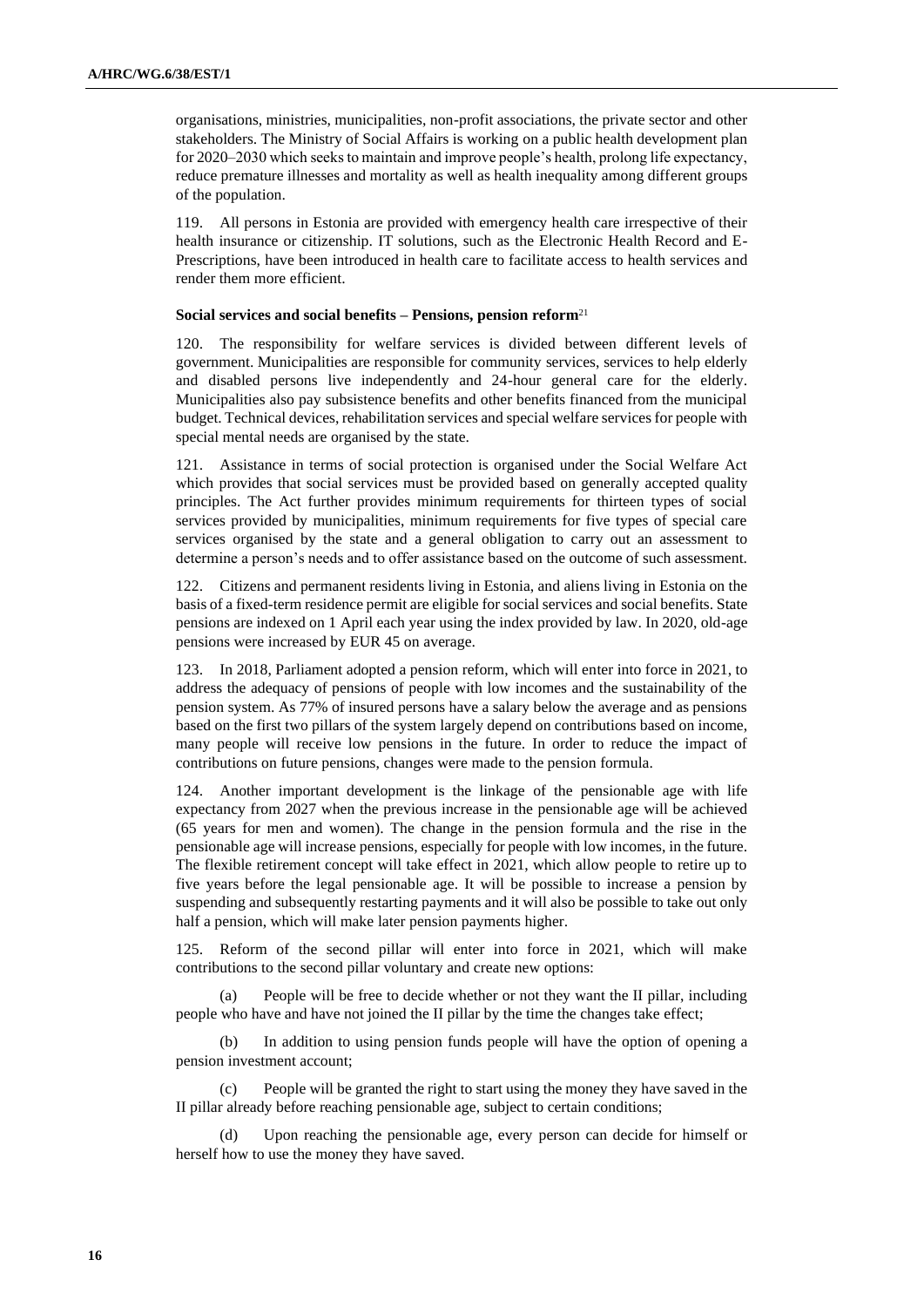organisations, ministries, municipalities, non-profit associations, the private sector and other stakeholders. The Ministry of Social Affairs is working on a public health development plan for 2020–2030 which seeks to maintain and improve people's health, prolong life expectancy, reduce premature illnesses and mortality as well as health inequality among different groups of the population.

119. All persons in Estonia are provided with emergency health care irrespective of their health insurance or citizenship. IT solutions, such as the Electronic Health Record and E-Prescriptions, have been introduced in health care to facilitate access to health services and render them more efficient.

**Social services and social benefits – Pensions, pension reform**[21]

120. The responsibility for welfare services is divided between different levels of government. Municipalities are responsible for community services, services to help elderly and disabled persons live independently and 24-hour general care for the elderly. Municipalities also pay subsistence benefits and other benefits financed from the municipal budget. Technical devices, rehabilitation services and special welfare services for people with special mental needs are organised by the state.

121. Assistance in terms of social protection is organised under the Social Welfare Act which provides that social services must be provided based on generally accepted quality principles. The Act further provides minimum requirements for thirteen types of social services provided by municipalities, minimum requirements for five types of special care services organised by the state and a general obligation to carry out an assessment to determine a person's needs and to offer assistance based on the outcome of such assessment.

122. Citizens and permanent residents living in Estonia, and aliens living in Estonia on the basis of a fixed-term residence permit are eligible for social services and social benefits. State pensions are indexed on 1 April each year using the index provided by law. In 2020, old-age pensions were increased by EUR 45 on average.

123. In 2018, Parliament adopted a pension reform, which will enter into force in 2021, to address the adequacy of pensions of people with low incomes and the sustainability of the pension system. As 77% of insured persons have a salary below the average and as pensions based on the first two pillars of the system largely depend on contributions based on income, many people will receive low pensions in the future. In order to reduce the impact of contributions on future pensions, changes were made to the pension formula.

124. Another important development is the linkage of the pensionable age with life expectancy from 2027 when the previous increase in the pensionable age will be achieved (65 years for men and women). The change in the pension formula and the rise in the pensionable age will increase pensions, especially for people with low incomes, in the future. The flexible retirement concept will take effect in 2021, which allow people to retire up to five years before the legal pensionable age. It will be possible to increase a pension by suspending and subsequently restarting payments and it will also be possible to take out only half a pension, which will make later pension payments higher.

125. Reform of the second pillar will enter into force in 2021, which will make contributions to the second pillar voluntary and create new options:

(a) People will be free to decide whether or not they want the II pillar, including people who have and have not joined the II pillar by the time the changes take effect;

(b) In addition to using pension funds people will have the option of opening a pension investment account;

(c) People will be granted the right to start using the money they have saved in the II pillar already before reaching pensionable age, subject to certain conditions;

(d) Upon reaching the pensionable age, every person can decide for himself or herself how to use the money they have saved.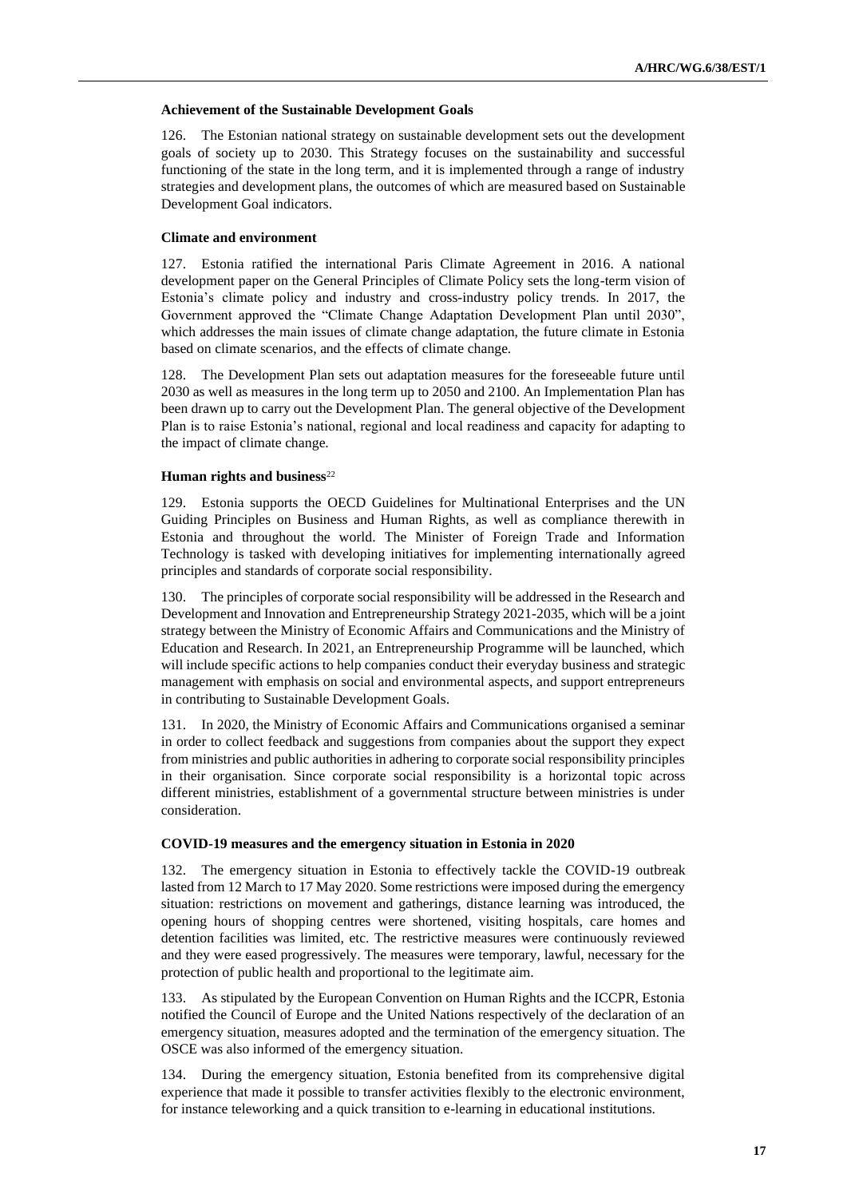### Achievement of the Sustainable Development Goals

126. The Estonian national strategy on sustainable development sets out the development goals of society up to 2030. This Strategy focuses on the sustainability and successful functioning of the state in the long term, and it is implemented through a range of industry strategies and development plans, the outcomes of which are measured based on Sustainable Development Goal indicators.

### Climate and environment

127. Estonia ratified the international Paris Climate Agreement in 2016. A national development paper on the General Principles of Climate Policy sets the long-term vision of Estonia's climate policy and industry and cross-industry policy trends. In 2017, the Government approved the "Climate Change Adaptation Development Plan until 2030", which addresses the main issues of climate change adaptation, the future climate in Estonia based on climate scenarios, and the effects of climate change.

128. The Development Plan sets out adaptation measures for the foreseeable future until 2030 as well as measures in the long term up to 2050 and 2100. An Implementation Plan has been drawn up to carry out the Development Plan. The general objective of the Development Plan is to raise Estonia's national, regional and local readiness and capacity for adapting to the impact of climate change.

### Human rights and business[22]

129. Estonia supports the OECD Guidelines for Multinational Enterprises and the UN Guiding Principles on Business and Human Rights, as well as compliance therewith in Estonia and throughout the world. The Minister of Foreign Trade and Information Technology is tasked with developing initiatives for implementing internationally agreed principles and standards of corporate social responsibility.

130. The principles of corporate social responsibility will be addressed in the Research and Development and Innovation and Entrepreneurship Strategy 2021-2035, which will be a joint strategy between the Ministry of Economic Affairs and Communications and the Ministry of Education and Research. In 2021, an Entrepreneurship Programme will be launched, which will include specific actions to help companies conduct their everyday business and strategic management with emphasis on social and environmental aspects, and support entrepreneurs in contributing to Sustainable Development Goals.

131. In 2020, the Ministry of Economic Affairs and Communications organised a seminar in order to collect feedback and suggestions from companies about the support they expect from ministries and public authorities in adhering to corporate social responsibility principles in their organisation. Since corporate social responsibility is a horizontal topic across different ministries, establishment of a governmental structure between ministries is under consideration.

### COVID-19 measures and the emergency situation in Estonia in 2020

132. The emergency situation in Estonia to effectively tackle the COVID-19 outbreak lasted from 12 March to 17 May 2020. Some restrictions were imposed during the emergency situation: restrictions on movement and gatherings, distance learning was introduced, the opening hours of shopping centres were shortened, visiting hospitals, care homes and detention facilities was limited, etc. The restrictive measures were continuously reviewed and they were eased progressively. The measures were temporary, lawful, necessary for the protection of public health and proportional to the legitimate aim.

133. As stipulated by the European Convention on Human Rights and the ICCPR, Estonia notified the Council of Europe and the United Nations respectively of the declaration of an emergency situation, measures adopted and the termination of the emergency situation. The OSCE was also informed of the emergency situation.

134. During the emergency situation, Estonia benefited from its comprehensive digital experience that made it possible to transfer activities flexibly to the electronic environment, for instance teleworking and a quick transition to e-learning in educational institutions.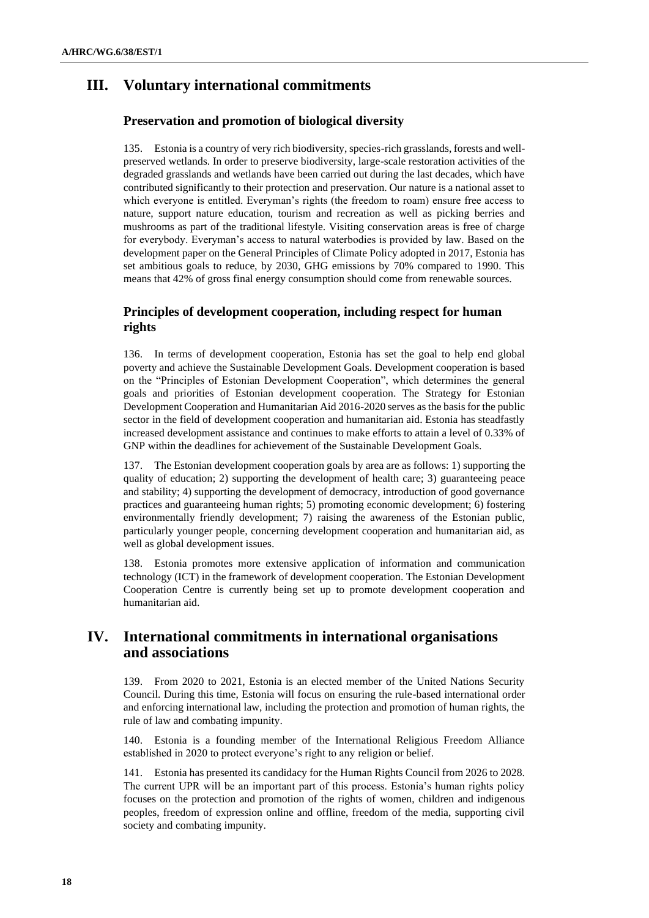# III. Voluntary international commitments

## Preservation and promotion of biological diversity

135. Estonia is a country of very rich biodiversity, species-rich grasslands, forests and well-preserved wetlands. In order to preserve biodiversity, large-scale restoration activities of the degraded grasslands and wetlands have been carried out during the last decades, which have contributed significantly to their protection and preservation. Our nature is a national asset to which everyone is entitled. Everyman's rights (the freedom to roam) ensure free access to nature, support nature education, tourism and recreation as well as picking berries and mushrooms as part of the traditional lifestyle. Visiting conservation areas is free of charge for everybody. Everyman's access to natural waterbodies is provided by law. Based on the development paper on the General Principles of Climate Policy adopted in 2017, Estonia has set ambitious goals to reduce, by 2030, GHG emissions by 70% compared to 1990. This means that 42% of gross final energy consumption should come from renewable sources.

## Principles of development cooperation, including respect for human rights

136. In terms of development cooperation, Estonia has set the goal to help end global poverty and achieve the Sustainable Development Goals. Development cooperation is based on the "Principles of Estonian Development Cooperation", which determines the general goals and priorities of Estonian development cooperation. The Strategy for Estonian Development Cooperation and Humanitarian Aid 2016-2020 serves as the basis for the public sector in the field of development cooperation and humanitarian aid. Estonia has steadfastly increased development assistance and continues to make efforts to attain a level of 0.33% of GNP within the deadlines for achievement of the Sustainable Development Goals.

137. The Estonian development cooperation goals by area are as follows: 1) supporting the quality of education; 2) supporting the development of health care; 3) guaranteeing peace and stability; 4) supporting the development of democracy, introduction of good governance practices and guaranteeing human rights; 5) promoting economic development; 6) fostering environmentally friendly development; 7) raising the awareness of the Estonian public, particularly younger people, concerning development cooperation and humanitarian aid, as well as global development issues.

138. Estonia promotes more extensive application of information and communication technology (ICT) in the framework of development cooperation. The Estonian Development Cooperation Centre is currently being set up to promote development cooperation and humanitarian aid.

# IV. International commitments in international organisations and associations

139. From 2020 to 2021, Estonia is an elected member of the United Nations Security Council. During this time, Estonia will focus on ensuring the rule-based international order and enforcing international law, including the protection and promotion of human rights, the rule of law and combating impunity.

140. Estonia is a founding member of the International Religious Freedom Alliance established in 2020 to protect everyone's right to any religion or belief.

141. Estonia has presented its candidacy for the Human Rights Council from 2026 to 2028. The current UPR will be an important part of this process. Estonia's human rights policy focuses on the protection and promotion of the rights of women, children and indigenous peoples, freedom of expression online and offline, freedom of the media, supporting civil society and combating impunity.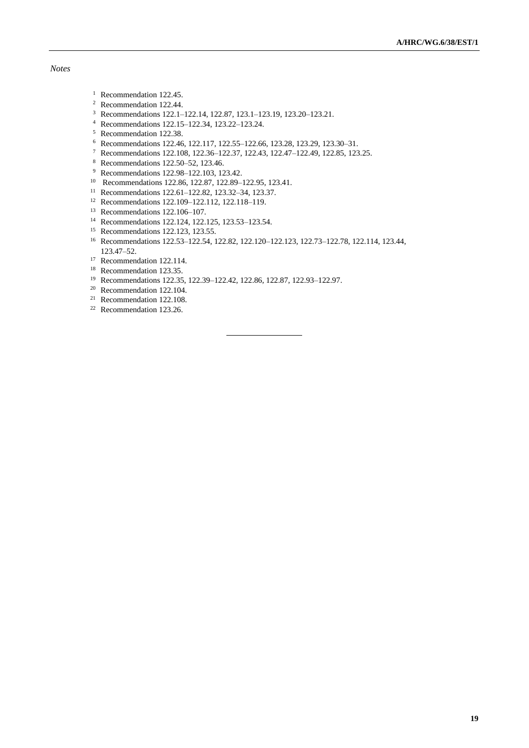*Notes*

[1] Recommendation 122.45.

[2] Recommendation 122.44.

[3] Recommendations 122.1–122.14, 122.87, 123.1–123.19, 123.20–123.21.

[4] Recommendations 122.15–122.34, 123.22–123.24.

[5] Recommendation 122.38.

[6] Recommendations 122.46, 122.117, 122.55–122.66, 123.28, 123.29, 123.30–31.

[7] Recommendations 122.108, 122.36–122.37, 122.43, 122.47–122.49, 122.85, 123.25.

[8] Recommendations 122.50–52, 123.46.

[9] Recommendations 122.98–122.103, 123.42.

[10] Recommendations 122.86, 122.87, 122.89–122.95, 123.41.

[11] Recommendations 122.61–122.82, 123.32–34, 123.37.

[12] Recommendations 122.109–122.112, 122.118–119.

[13] Recommendations 122.106–107.

[14] Recommendations 122.124, 122.125, 123.53–123.54.

[15] Recommendations 122.123, 123.55.

[16] Recommendations 122.53–122.54, 122.82, 122.120–122.123, 122.73–122.78, 122.114, 123.44, 123.47–52.

[17] Recommendation 122.114.

[18] Recommendation 123.35.

[19] Recommendations 122.35, 122.39–122.42, 122.86, 122.87, 122.93–122.97.

[20] Recommendation 122.104.

[21] Recommendation 122.108.

[22] Recommendation 123.26.